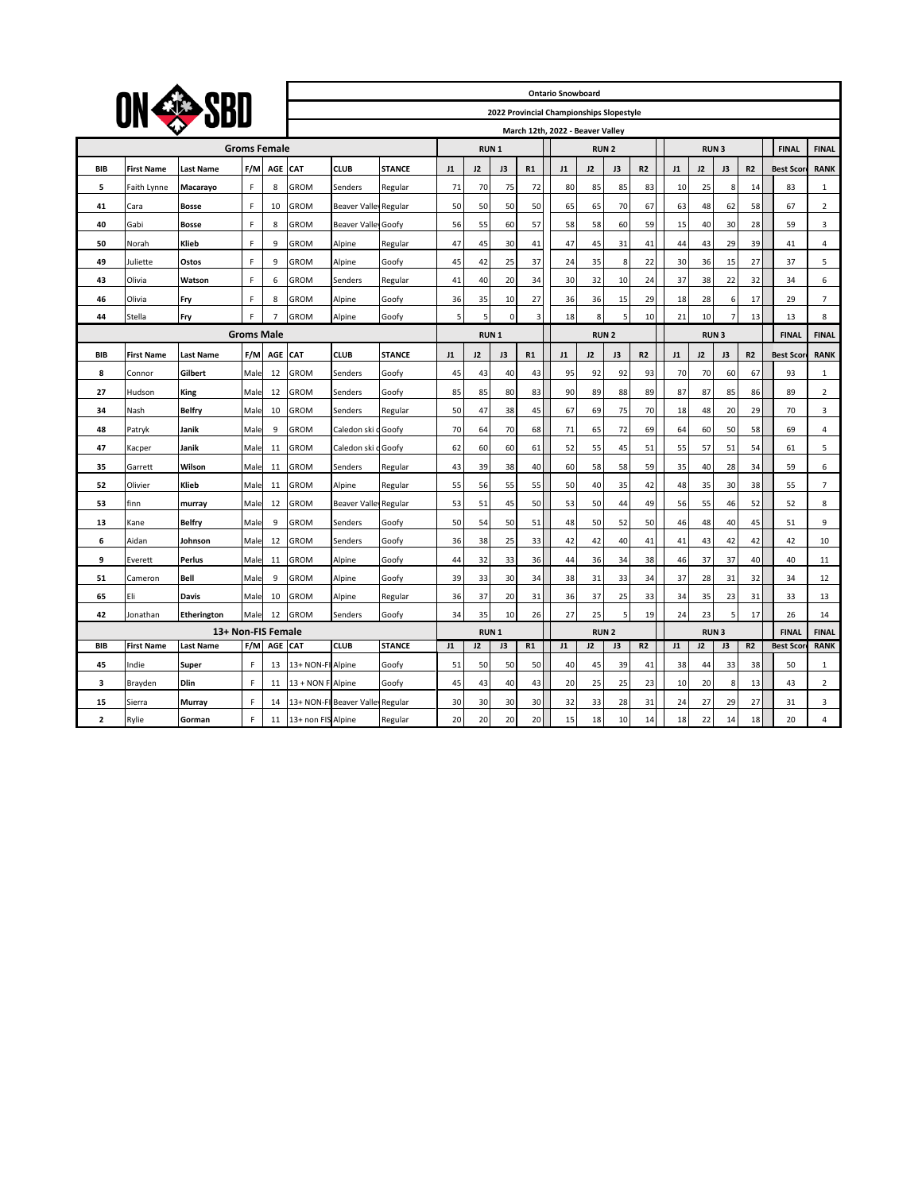# Ontario Snowboard

## 2022 Provincial Championships Slopestyle

### March 12th, 2022 - Beaver Valley

| Groms Female | | | | | | | | RUN 1 | | | | RUN 2 | | | | RUN 3 | | | | FINAL | FINAL |
|---|---|---|---|---|---|---|---|---|---|---|---|---|---|---|---|---|---|---|---|---|---|
| BIB | First Name | Last Name | F/M | AGE | CAT | CLUB | STANCE | J1 | J2 | J3 | R1 | J1 | J2 | J3 | R2 | J1 | J2 | J3 | R2 | Best Score | RANK |
| 5 | Faith Lynne | Macarayo | F | 8 | GROM | Senders | Regular | 71 | 70 | 75 | 72 | 80 | 85 | 85 | 83 | 10 | 25 | 8 | 14 | 83 | 1 |
| 41 | Cara | Bosse | F | 10 | GROM | Beaver Valley | Regular | 50 | 50 | 50 | 50 | 65 | 65 | 70 | 67 | 63 | 48 | 62 | 58 | 67 | 2 |
| 40 | Gabi | Bosse | F | 8 | GROM | Beaver Valley | Goofy | 56 | 55 | 60 | 57 | 58 | 58 | 60 | 59 | 15 | 40 | 30 | 28 | 59 | 3 |
| 50 | Norah | Klieb | F | 9 | GROM | Alpine | Regular | 47 | 45 | 30 | 41 | 47 | 45 | 31 | 41 | 44 | 43 | 29 | 39 | 41 | 4 |
| 49 | Juliette | Ostos | F | 9 | GROM | Alpine | Goofy | 45 | 42 | 25 | 37 | 24 | 35 | 8 | 22 | 30 | 36 | 15 | 27 | 37 | 5 |
| 43 | Olivia | Watson | F | 6 | GROM | Senders | Regular | 41 | 40 | 20 | 34 | 30 | 32 | 10 | 24 | 37 | 38 | 22 | 32 | 34 | 6 |
| 46 | Olivia | Fry | F | 8 | GROM | Alpine | Goofy | 36 | 35 | 10 | 27 | 36 | 36 | 15 | 29 | 18 | 28 | 6 | 17 | 29 | 7 |
| 44 | Stella | Fry | F | 7 | GROM | Alpine | Goofy | 5 | 5 | 0 | 3 | 18 | 8 | 5 | 10 | 21 | 10 | 7 | 13 | 13 | 8 |

| Groms Male | | | | | | | | RUN 1 | | | | RUN 2 | | | | RUN 3 | | | | FINAL | FINAL |
|---|---|---|---|---|---|---|---|---|---|---|---|---|---|---|---|---|---|---|---|---|---|
| BIB | First Name | Last Name | F/M | AGE | CAT | CLUB | STANCE | J1 | J2 | J3 | R1 | J1 | J2 | J3 | R2 | J1 | J2 | J3 | R2 | Best Score | RANK |
| 8 | Connor | Gilbert | Male | 12 | GROM | Senders | Goofy | 45 | 43 | 40 | 43 | 95 | 92 | 92 | 93 | 70 | 70 | 60 | 67 | 93 | 1 |
| 27 | Hudson | King | Male | 12 | GROM | Senders | Goofy | 85 | 85 | 80 | 83 | 90 | 89 | 88 | 89 | 87 | 87 | 85 | 86 | 89 | 2 |
| 34 | Nash | Belfry | Male | 10 | GROM | Senders | Regular | 50 | 47 | 38 | 45 | 67 | 69 | 75 | 70 | 18 | 48 | 20 | 29 | 70 | 3 |
| 48 | Patryk | Janik | Male | 9 | GROM | Caledon ski c | Goofy | 70 | 64 | 70 | 68 | 71 | 65 | 72 | 69 | 64 | 60 | 50 | 58 | 69 | 4 |
| 47 | Kacper | Janik | Male | 11 | GROM | Caledon ski c | Goofy | 62 | 60 | 60 | 61 | 52 | 55 | 45 | 51 | 55 | 57 | 51 | 54 | 61 | 5 |
| 35 | Garrett | Wilson | Male | 11 | GROM | Senders | Regular | 43 | 39 | 38 | 40 | 60 | 58 | 58 | 59 | 35 | 40 | 28 | 34 | 59 | 6 |
| 52 | Olivier | Klieb | Male | 11 | GROM | Alpine | Regular | 55 | 56 | 55 | 55 | 50 | 40 | 35 | 42 | 48 | 35 | 30 | 38 | 55 | 7 |
| 53 | finn | murray | Male | 12 | GROM | Beaver Valley | Regular | 53 | 51 | 45 | 50 | 53 | 50 | 44 | 49 | 56 | 55 | 46 | 52 | 52 | 8 |
| 13 | Kane | Belfry | Male | 9 | GROM | Senders | Goofy | 50 | 54 | 50 | 51 | 48 | 50 | 52 | 50 | 46 | 48 | 40 | 45 | 51 | 9 |
| 6 | Aidan | Johnson | Male | 12 | GROM | Senders | Goofy | 36 | 38 | 25 | 33 | 42 | 42 | 40 | 41 | 41 | 43 | 42 | 42 | 42 | 10 |
| 9 | Everett | Perlus | Male | 11 | GROM | Alpine | Goofy | 44 | 32 | 33 | 36 | 44 | 36 | 34 | 38 | 46 | 37 | 37 | 40 | 40 | 11 |
| 51 | Cameron | Bell | Male | 9 | GROM | Alpine | Goofy | 39 | 33 | 30 | 34 | 38 | 31 | 33 | 34 | 37 | 28 | 31 | 32 | 34 | 12 |
| 65 | Eli | Davis | Male | 10 | GROM | Alpine | Regular | 36 | 37 | 20 | 31 | 36 | 37 | 25 | 33 | 34 | 35 | 23 | 31 | 33 | 13 |
| 42 | Jonathan | Etherington | Male | 12 | GROM | Senders | Goofy | 34 | 35 | 10 | 26 | 27 | 25 | 5 | 19 | 24 | 23 | 5 | 17 | 26 | 14 |

| 13+ Non-FIS Female | | | | | | | | RUN 1 | | | | RUN 2 | | | | RUN 3 | | | | FINAL | FINAL |
|---|---|---|---|---|---|---|---|---|---|---|---|---|---|---|---|---|---|---|---|---|---|
| BIB | First Name | Last Name | F/M | AGE | CAT | CLUB | STANCE | J1 | J2 | J3 | R1 | J1 | J2 | J3 | R2 | J1 | J2 | J3 | R2 | Best Score | RANK |
| 45 | Indie | Super | F | 13 | 13+ NON-FI | Alpine | Goofy | 51 | 50 | 50 | 50 | 40 | 45 | 39 | 41 | 38 | 44 | 33 | 38 | 50 | 1 |
| 3 | Brayden | Dlin | F | 11 | 13 + NON F | Alpine | Goofy | 45 | 43 | 40 | 43 | 20 | 25 | 25 | 23 | 10 | 20 | 8 | 13 | 43 | 2 |
| 15 | Sierra | Murray | F | 14 | 13+ NON-FI | Beaver Valley | Regular | 30 | 30 | 30 | 30 | 32 | 33 | 28 | 31 | 24 | 27 | 29 | 27 | 31 | 3 |
| 2 | Rylie | Gorman | F | 11 | 13+ non FIS | Alpine | Regular | 20 | 20 | 20 | 20 | 15 | 18 | 10 | 14 | 18 | 22 | 14 | 18 | 20 | 4 |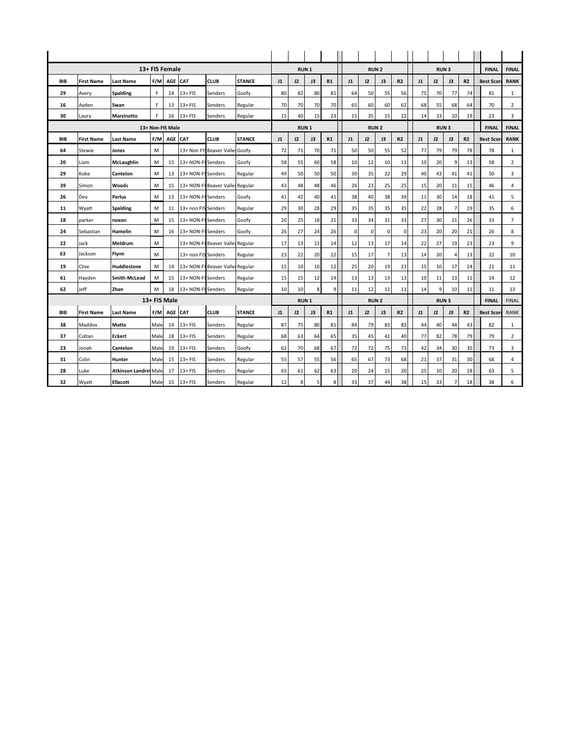| BIB | First Name | Last Name | F/M | AGE | CAT | CLUB | STANCE | J1 | J2 | J3 | R1 | J1 | J2 | J3 | R2 | J1 | J2 | J3 | R2 | Best Score | RANK |
|---|---|---|---|---|---|---|---|---|---|---|---|---|---|---|---|---|---|---|---|---|---|
| **13+ FIS Female** | | | | | | | | RUN 1 | | | | RUN 2 | | | | RUN 3 | | | | FINAL | FINAL |
| 29 | Avery | Spalding | F | 14 | 13+ FIS | Senders | Goofy | 80 | 82 | 80 | 81 | 64 | 50 | 55 | 56 | 75 | 70 | 77 | 74 | 81 | 1 |
| 16 | Ayden | Swan | F | 13 | 13+ FIS | Senders | Regular | 70 | 70 | 70 | 70 | 65 | 60 | 60 | 62 | 68 | 55 | 68 | 64 | 70 | 2 |
| 30 | Laura | Marzinotto | F | 16 | 13+ FIS | Senders | Regular | 15 | 40 | 15 | 23 | 15 | 35 | 15 | 22 | 14 | 33 | 10 | 19 | 23 | 3 |
| **13+ Non-FIS Male** | | | | | | | | RUN 1 | | | | RUN 2 | | | | RUN 3 | | | | FINAL | FINAL |
| BIB | First Name | Last Name | F/M | AGE | CAT | CLUB | STANCE | J1 | J2 | J3 | R1 | J1 | J2 | J3 | R2 | J1 | J2 | J3 | R2 | Best Score | RANK |
| 64 | Stewie | Jones | M | | 13+ Non FIS | Beaver Valley | Goofy | 72 | 71 | 70 | 71 | 50 | 50 | 55 | 52 | 77 | 79 | 79 | 78 | 78 | 1 |
| 20 | Liam | McLaughlin | M | 15 | 13+ NON-FIS | Senders | Goofy | 58 | 55 | 60 | 58 | 10 | 12 | 10 | 11 | 10 | 20 | 9 | 13 | 58 | 2 |
| 29 | Kobe | Cantelon | M | 13 | 13+ NON-FIS | Senders | Regular | 49 | 50 | 50 | 50 | 30 | 35 | 22 | 29 | 40 | 43 | 41 | 41 | 50 | 3 |
| 39 | Simon | Woods | M | 15 | 13+ NON-FIS | Beaver Valley | Regular | 43 | 48 | 48 | 46 | 26 | 23 | 25 | 25 | 15 | 20 | 11 | 15 | 46 | 4 |
| 26 | Dov | Perlus | M | 13 | 13+ NON-FIS | Senders | Goofy | 41 | 42 | 40 | 41 | 38 | 40 | 38 | 39 | 11 | 30 | 14 | 18 | 41 | 5 |
| 11 | Wyatt | Spalding | M | 11 | 13+ non FIS | Senders | Regular | 29 | 30 | 28 | 29 | 35 | 35 | 35 | 35 | 22 | 28 | 7 | 19 | 35 | 6 |
| 18 | parker | noxon | M | 15 | 13+ NON-FIS | Senders | Goofy | 20 | 25 | 18 | 21 | 33 | 34 | 31 | 33 | 27 | 30 | 21 | 26 | 33 | 7 |
| 24 | Sebastian | Hamelin | M | 16 | 13+ NON-FIS | Senders | Goofy | 26 | 27 | 24 | 26 | 0 | 0 | 0 | 0 | 23 | 20 | 20 | 21 | 26 | 8 |
| 22 | Jack | Meldrum | M | | 13+ NON-FIS | Beaver Valley | Regular | 17 | 13 | 11 | 14 | 12 | 13 | 17 | 14 | 22 | 27 | 19 | 23 | 23 | 9 |
| 63 | Jackson | Flynn | M | | 13+ non FIS | Senders | Regular | 23 | 22 | 20 | 22 | 15 | 17 | 7 | 13 | 14 | 20 | 4 | 13 | 22 | 10 |
| 19 | Clive | Huddlestone | M | 14 | 13+ NON-FIS | Beaver Valley | Regular | 15 | 10 | 10 | 12 | 25 | 20 | 19 | 21 | 15 | 10 | 17 | 14 | 21 | 11 |
| 61 | Hayden | Smith-McLeod | M | 15 | 13+ NON-FIS | Senders | Regular | 15 | 15 | 12 | 14 | 13 | 13 | 13 | 13 | 10 | 11 | 13 | 11 | 14 | 12 |
| 62 | Jeff | Zhan | M | 18 | 13+ NON-FIS | Senders | Regular | 10 | 10 | 8 | 9 | 11 | 12 | 11 | 11 | 14 | 9 | 10 | 11 | 11 | 13 |
| **13+ FIS Male** | | | | | | | | RUN 1 | | | | RUN 2 | | | | RUN 3 | | | | FINAL | FINAL |
| BIB | First Name | Last Name | F/M | AGE | CAT | CLUB | STANCE | J1 | J2 | J3 | R1 | J1 | J2 | J3 | R2 | J1 | J2 | J3 | R2 | Best Score | RANK |
| 38 | Maddox | Matte | Male | 14 | 13+ FIS | Senders | Regular | 87 | 75 | 80 | 81 | 84 | 79 | 83 | 82 | 44 | 40 | 44 | 43 | 82 | 1 |
| 37 | Coltan | Eckert | Male | 18 | 13+ FIS | Senders | Regular | 68 | 63 | 64 | 65 | 35 | 45 | 41 | 40 | 77 | 82 | 78 | 79 | 79 | 2 |
| 23 | Jonah | Cantelon | Male | 19 | 13+ FIS | Senders | Goofy | 62 | 70 | 68 | 67 | 72 | 72 | 75 | 73 | 42 | 34 | 30 | 35 | 73 | 3 |
| 31 | Colin | Hunter | Male | 15 | 13+ FIS | Senders | Regular | 55 | 57 | 55 | 56 | 65 | 67 | 73 | 68 | 21 | 37 | 31 | 30 | 68 | 4 |
| 28 | Luke | Atkinson Landreth | Male | 17 | 13+ FIS | Senders | Regular | 65 | 61 | 62 | 63 | 20 | 24 | 15 | 20 | 25 | 10 | 20 | 18 | 63 | 5 |
| 32 | Wyatt | Ellacott | Male | 15 | 13+ FIS | Senders | Regular | 12 | 8 | 5 | 8 | 33 | 37 | 44 | 38 | 15 | 33 | 7 | 18 | 38 | 6 |